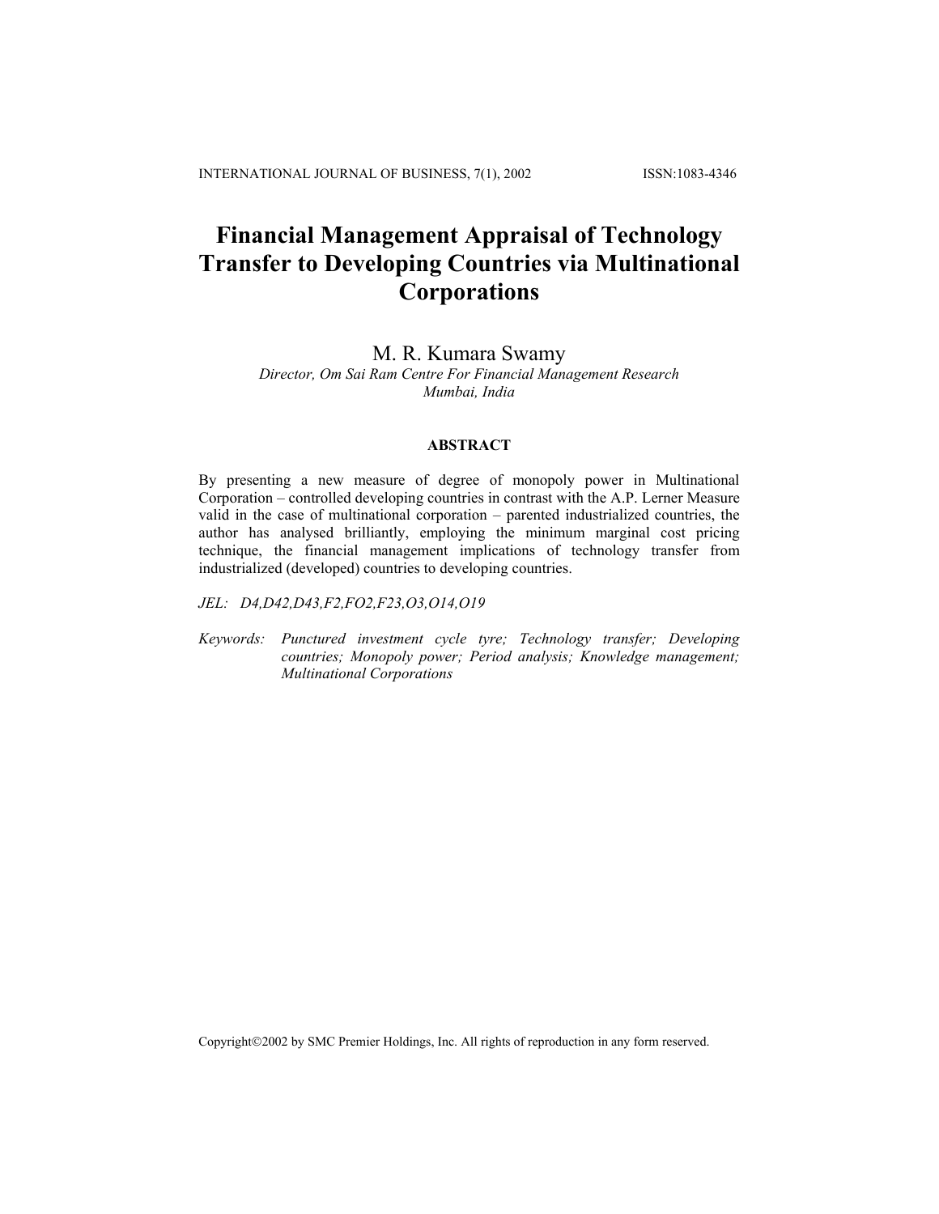# Financial Management Appraisal of Technology Transfer to Developing Countries via Multinational Corporations

M. R. Kumara Swamy

*Director, Om Sai Ram Centre For Financial Management Research*
*Mumbai, India*

## ABSTRACT

By presenting a new measure of degree of monopoly power in Multinational Corporation – controlled developing countries in contrast with the A.P. Lerner Measure valid in the case of multinational corporation – parented industrialized countries, the author has analysed brilliantly, employing the minimum marginal cost pricing technique, the financial management implications of technology transfer from industrialized (developed) countries to developing countries.

*JEL:* *D4,D42,D43,F2,FO2,F23,O3,O14,O19*

*Keywords:* *Punctured investment cycle tyre; Technology transfer; Developing countries; Monopoly power; Period analysis; Knowledge management; Multinational Corporations*

Copyright©2002 by SMC Premier Holdings, Inc. All rights of reproduction in any form reserved.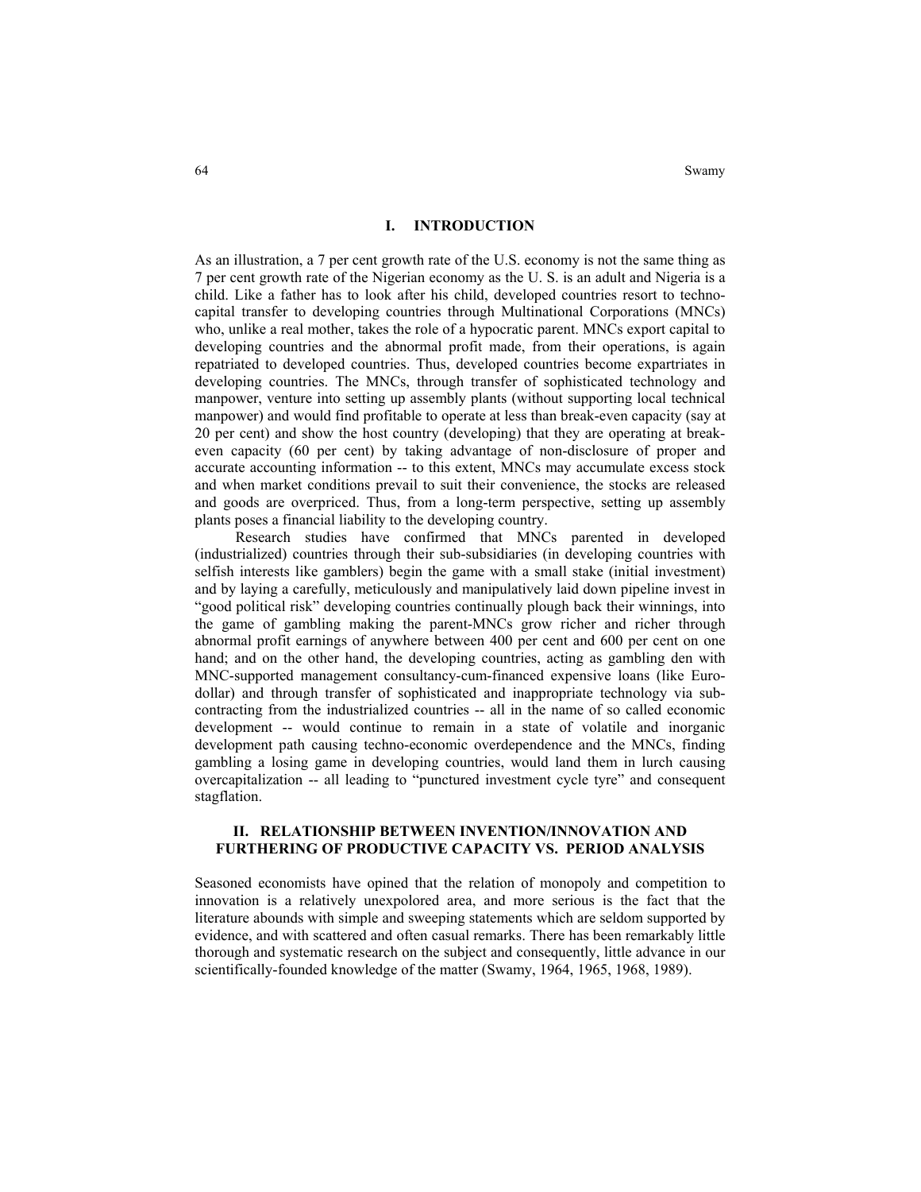## I. INTRODUCTION

As an illustration, a 7 per cent growth rate of the U.S. economy is not the same thing as 7 per cent growth rate of the Nigerian economy as the U. S. is an adult and Nigeria is a child. Like a father has to look after his child, developed countries resort to techno-capital transfer to developing countries through Multinational Corporations (MNCs) who, unlike a real mother, takes the role of a hypocratic parent. MNCs export capital to developing countries and the abnormal profit made, from their operations, is again repatriated to developed countries. Thus, developed countries become expartriates in developing countries. The MNCs, through transfer of sophisticated technology and manpower, venture into setting up assembly plants (without supporting local technical manpower) and would find profitable to operate at less than break-even capacity (say at 20 per cent) and show the host country (developing) that they are operating at break-even capacity (60 per cent) by taking advantage of non-disclosure of proper and accurate accounting information -- to this extent, MNCs may accumulate excess stock and when market conditions prevail to suit their convenience, the stocks are released and goods are overpriced. Thus, from a long-term perspective, setting up assembly plants poses a financial liability to the developing country.

Research studies have confirmed that MNCs parented in developed (industrialized) countries through their sub-subsidiaries (in developing countries with selfish interests like gamblers) begin the game with a small stake (initial investment) and by laying a carefully, meticulously and manipulatively laid down pipeline invest in "good political risk" developing countries continually plough back their winnings, into the game of gambling making the parent-MNCs grow richer and richer through abnormal profit earnings of anywhere between 400 per cent and 600 per cent on one hand; and on the other hand, the developing countries, acting as gambling den with MNC-supported management consultancy-cum-financed expensive loans (like Euro-dollar) and through transfer of sophisticated and inappropriate technology via sub-contracting from the industrialized countries -- all in the name of so called economic development -- would continue to remain in a state of volatile and inorganic development path causing techno-economic overdependence and the MNCs, finding gambling a losing game in developing countries, would land them in lurch causing overcapitalization -- all leading to "punctured investment cycle tyre" and consequent stagflation.

## II. RELATIONSHIP BETWEEN INVENTION/INNOVATION AND FURTHERING OF PRODUCTIVE CAPACITY VS. PERIOD ANALYSIS

Seasoned economists have opined that the relation of monopoly and competition to innovation is a relatively unexpolored area, and more serious is the fact that the literature abounds with simple and sweeping statements which are seldom supported by evidence, and with scattered and often casual remarks. There has been remarkably little thorough and systematic research on the subject and consequently, little advance in our scientifically-founded knowledge of the matter (Swamy, 1964, 1965, 1968, 1989).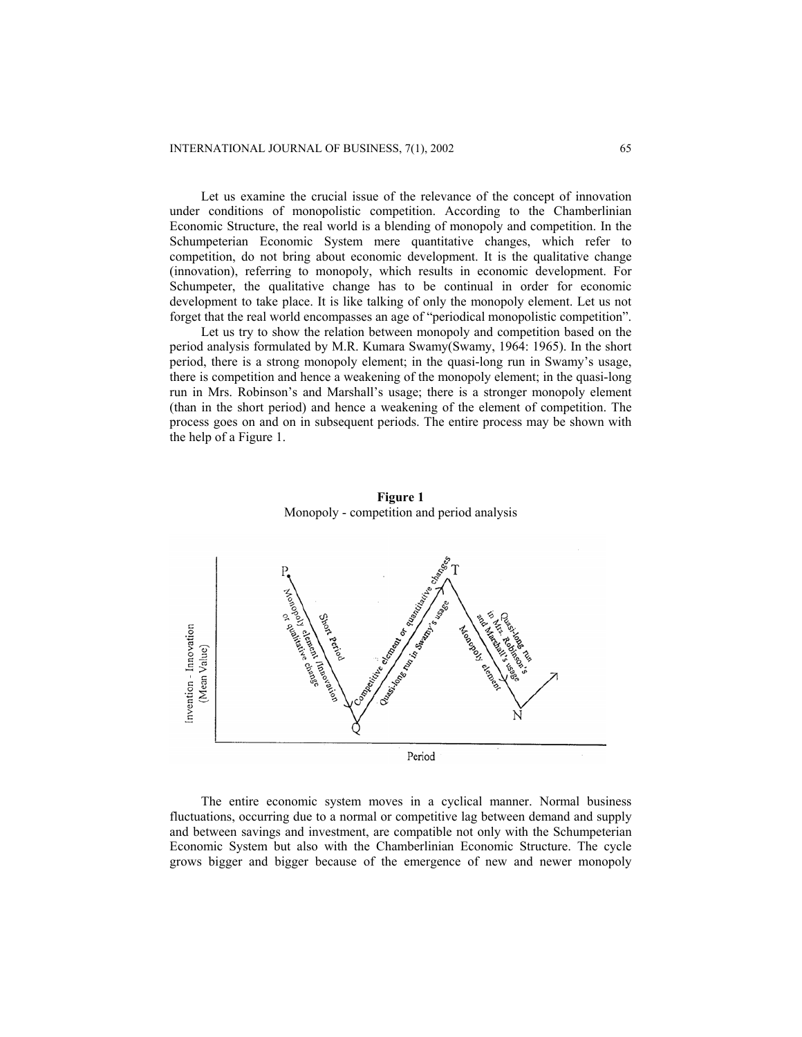Let us examine the crucial issue of the relevance of the concept of innovation under conditions of monopolistic competition. According to the Chamberlinian Economic Structure, the real world is a blending of monopoly and competition. In the Schumpeterian Economic System mere quantitative changes, which refer to competition, do not bring about economic development. It is the qualitative change (innovation), referring to monopoly, which results in economic development. For Schumpeter, the qualitative change has to be continual in order for economic development to take place. It is like talking of only the monopoly element. Let us not forget that the real world encompasses an age of "periodical monopolistic competition".

Let us try to show the relation between monopoly and competition based on the period analysis formulated by M.R. Kumara Swamy(Swamy, 1964: 1965). In the short period, there is a strong monopoly element; in the quasi-long run in Swamy's usage, there is competition and hence a weakening of the monopoly element; in the quasi-long run in Mrs. Robinson's and Marshall's usage; there is a stronger monopoly element (than in the short period) and hence a weakening of the element of competition. The process goes on and on in subsequent periods. The entire process may be shown with the help of a Figure 1.

**Figure 1**
Monopoly - competition and period analysis

The entire economic system moves in a cyclical manner. Normal business fluctuations, occurring due to a normal or competitive lag between demand and supply and between savings and investment, are compatible not only with the Schumpeterian Economic System but also with the Chamberlinian Economic Structure. The cycle grows bigger and bigger because of the emergence of new and newer monopoly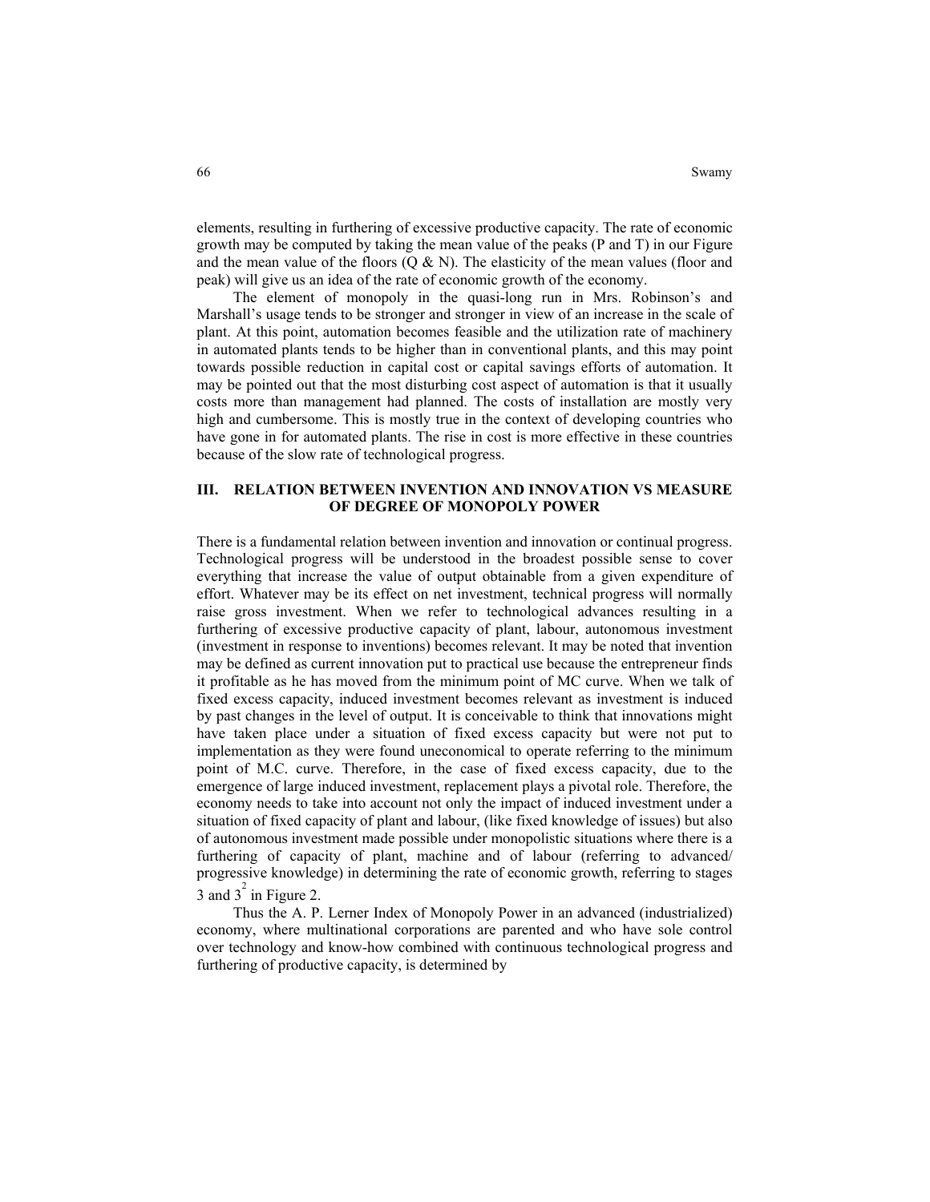elements, resulting in furthering of excessive productive capacity. The rate of economic growth may be computed by taking the mean value of the peaks (P and T) in our Figure and the mean value of the floors (Q & N). The elasticity of the mean values (floor and peak) will give us an idea of the rate of economic growth of the economy.

The element of monopoly in the quasi-long run in Mrs. Robinson's and Marshall's usage tends to be stronger and stronger in view of an increase in the scale of plant. At this point, automation becomes feasible and the utilization rate of machinery in automated plants tends to be higher than in conventional plants, and this may point towards possible reduction in capital cost or capital savings efforts of automation. It may be pointed out that the most disturbing cost aspect of automation is that it usually costs more than management had planned. The costs of installation are mostly very high and cumbersome. This is mostly true in the context of developing countries who have gone in for automated plants. The rise in cost is more effective in these countries because of the slow rate of technological progress.

## III. RELATION BETWEEN INVENTION AND INNOVATION VS MEASURE OF DEGREE OF MONOPOLY POWER

There is a fundamental relation between invention and innovation or continual progress. Technological progress will be understood in the broadest possible sense to cover everything that increase the value of output obtainable from a given expenditure of effort. Whatever may be its effect on net investment, technical progress will normally raise gross investment. When we refer to technological advances resulting in a furthering of excessive productive capacity of plant, labour, autonomous investment (investment in response to inventions) becomes relevant. It may be noted that invention may be defined as current innovation put to practical use because the entrepreneur finds it profitable as he has moved from the minimum point of MC curve. When we talk of fixed excess capacity, induced investment becomes relevant as investment is induced by past changes in the level of output. It is conceivable to think that innovations might have taken place under a situation of fixed excess capacity but were not put to implementation as they were found uneconomical to operate referring to the minimum point of M.C. curve. Therefore, in the case of fixed excess capacity, due to the emergence of large induced investment, replacement plays a pivotal role. Therefore, the economy needs to take into account not only the impact of induced investment under a situation of fixed capacity of plant and labour, (like fixed knowledge of issues) but also of autonomous investment made possible under monopolistic situations where there is a furthering of capacity of plant, machine and of labour (referring to advanced/ progressive knowledge) in determining the rate of economic growth, referring to stages 3 and $3^2$ in Figure 2.

Thus the A. P. Lerner Index of Monopoly Power in an advanced (industrialized) economy, where multinational corporations are parented and who have sole control over technology and know-how combined with continuous technological progress and furthering of productive capacity, is determined by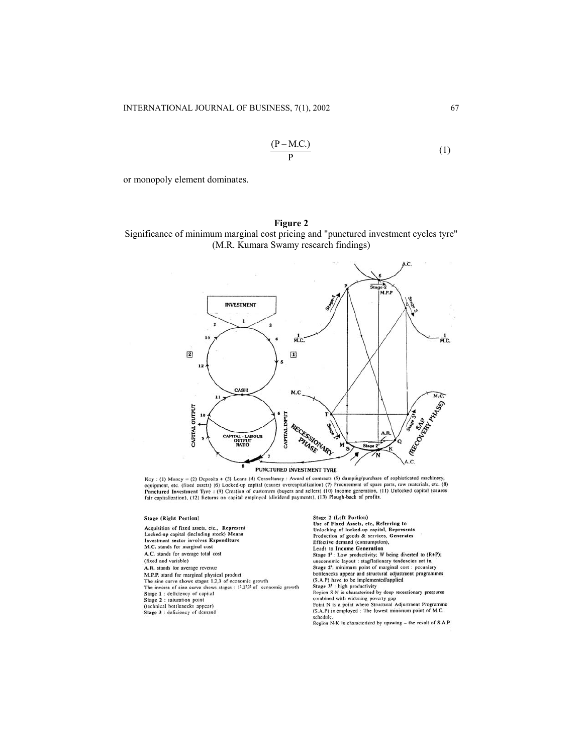$$\frac{(P - M.C.)}{P} \tag{1}$$

or monopoly element dominates.

**Figure 2**
Significance of minimum marginal cost pricing and "punctured investment cycles tyre" (M.R. Kumara Swamy research findings)

Key : (1) Money = (2) Deposits + (3) Loans (4) Consultancy : Award of contracts (5) dumping/purchase of sophisticated machinery, equipment, etc. (fixed assets) (6) Locked-up capital (causes overcapitalization) (7) Procurement of spare parts, raw materials, etc. (8) **Punctured Investment Tyre** : (9) Creation of customers (buyers and sellers) (10) Income generation, (11) Unlocked capital (causes fair capitalization). (12) Returns on capital employed (dividend payments). (13) Plough-back of profits.

**Stage (Right Portion)**

Acquisition of fixed assets, etc., **Represent**
Locked-up capital (including stock) **Means**
Investment sector involves **Expenditure**
M.C. stands for marginal cost
A.C. stands for average total cost (fixed and variable)
A.R. stands for average revenue
M.P.P. stand for marginal physical product
The sine curve shows stages 1,2,3 of economic growth
The inverse of sine curve shows stages : $1^1, 2^1 3^1$ of economic growth
Stage 1 : deficiency of capital
Stage 2 : saturation point (technical bottlenecks appear)
Stage 3 : deficiency of demand

**Stage 2 (Left Portion)**
**Use of Fixed Assets, etc, Referring to**
Unlocking of locked-up capital, **Represents**
Production of goods & services, **Generates**
Effective demand (consumption),
**Leads to Income Generation**
Stage $1^1$ : Low productivity; W being diverted to (R+P); uneconomic layout : stagflationary tendencies set in.
Stage $2^1$: minimum point of marginal cost : pecuniary bottlenecks appear and structural adjustment programmes (S.A.P) have to be implemented/applied
Stage $3^1$ : high productivity
Region S-N is characterised by deep recessionary pressures combined with widening poverty gap
Point N is a point where Structural Adjustment Programme (S.A.P) is employed : The lowest minimum point of M.C. schedule.
Region N-K is characterised by upswing – the result of S.A.P.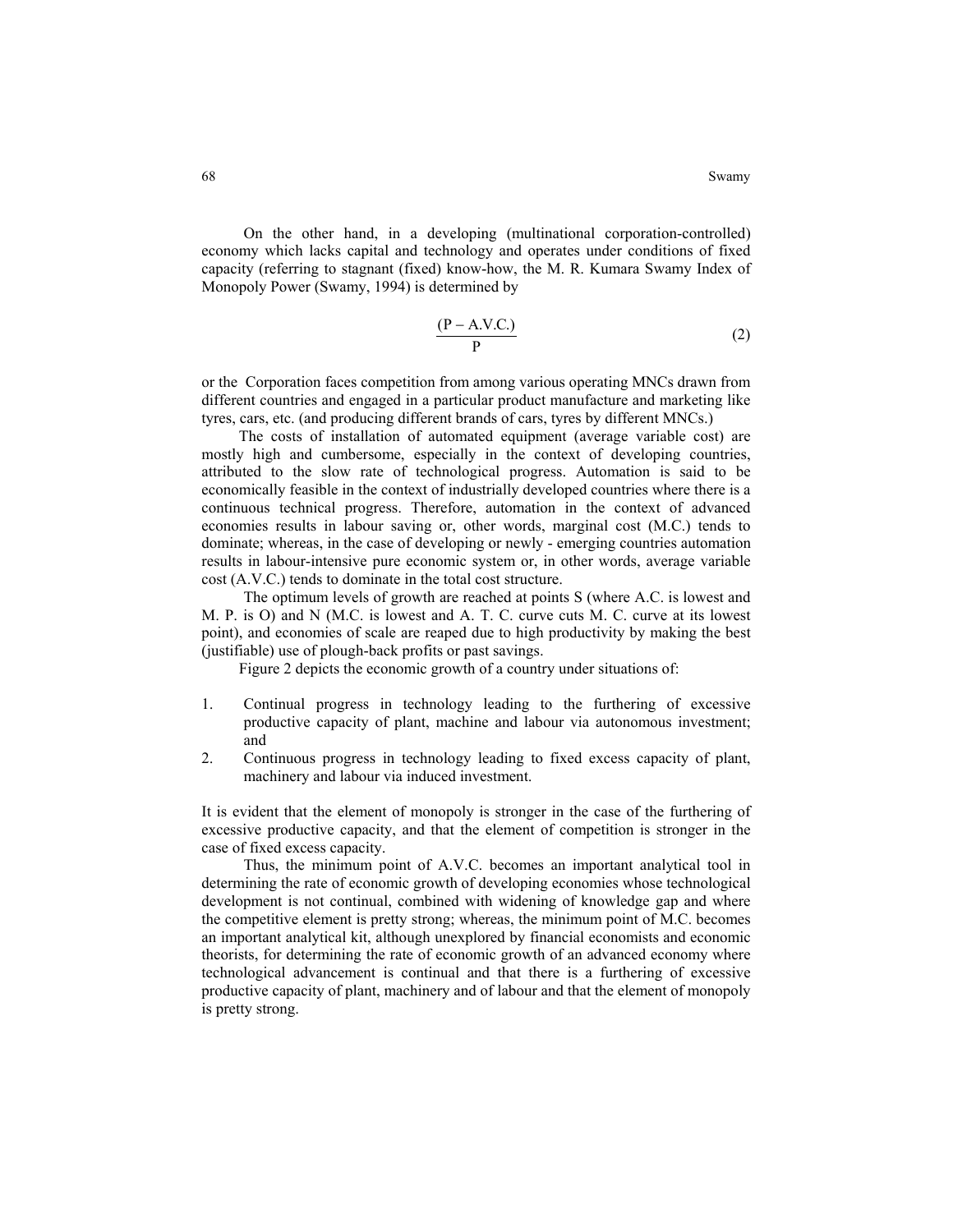On the other hand, in a developing (multinational corporation-controlled) economy which lacks capital and technology and operates under conditions of fixed capacity (referring to stagnant (fixed) know-how, the M. R. Kumara Swamy Index of Monopoly Power (Swamy, 1994) is determined by

$$\frac{(P - A.V.C.)}{P} \tag{2}$$

or the Corporation faces competition from among various operating MNCs drawn from different countries and engaged in a particular product manufacture and marketing like tyres, cars, etc. (and producing different brands of cars, tyres by different MNCs.)

The costs of installation of automated equipment (average variable cost) are mostly high and cumbersome, especially in the context of developing countries, attributed to the slow rate of technological progress. Automation is said to be economically feasible in the context of industrially developed countries where there is a continuous technical progress. Therefore, automation in the context of advanced economies results in labour saving or, other words, marginal cost (M.C.) tends to dominate; whereas, in the case of developing or newly - emerging countries automation results in labour-intensive pure economic system or, in other words, average variable cost (A.V.C.) tends to dominate in the total cost structure.

The optimum levels of growth are reached at points S (where A.C. is lowest and M. P. is O) and N (M.C. is lowest and A. T. C. curve cuts M. C. curve at its lowest point), and economies of scale are reaped due to high productivity by making the best (justifiable) use of plough-back profits or past savings.

Figure 2 depicts the economic growth of a country under situations of:

1. Continual progress in technology leading to the furthering of excessive productive capacity of plant, machine and labour via autonomous investment; and
2. Continuous progress in technology leading to fixed excess capacity of plant, machinery and labour via induced investment.

It is evident that the element of monopoly is stronger in the case of the furthering of excessive productive capacity, and that the element of competition is stronger in the case of fixed excess capacity.

Thus, the minimum point of A.V.C. becomes an important analytical tool in determining the rate of economic growth of developing economies whose technological development is not continual, combined with widening of knowledge gap and where the competitive element is pretty strong; whereas, the minimum point of M.C. becomes an important analytical kit, although unexplored by financial economists and economic theorists, for determining the rate of economic growth of an advanced economy where technological advancement is continual and that there is a furthering of excessive productive capacity of plant, machinery and of labour and that the element of monopoly is pretty strong.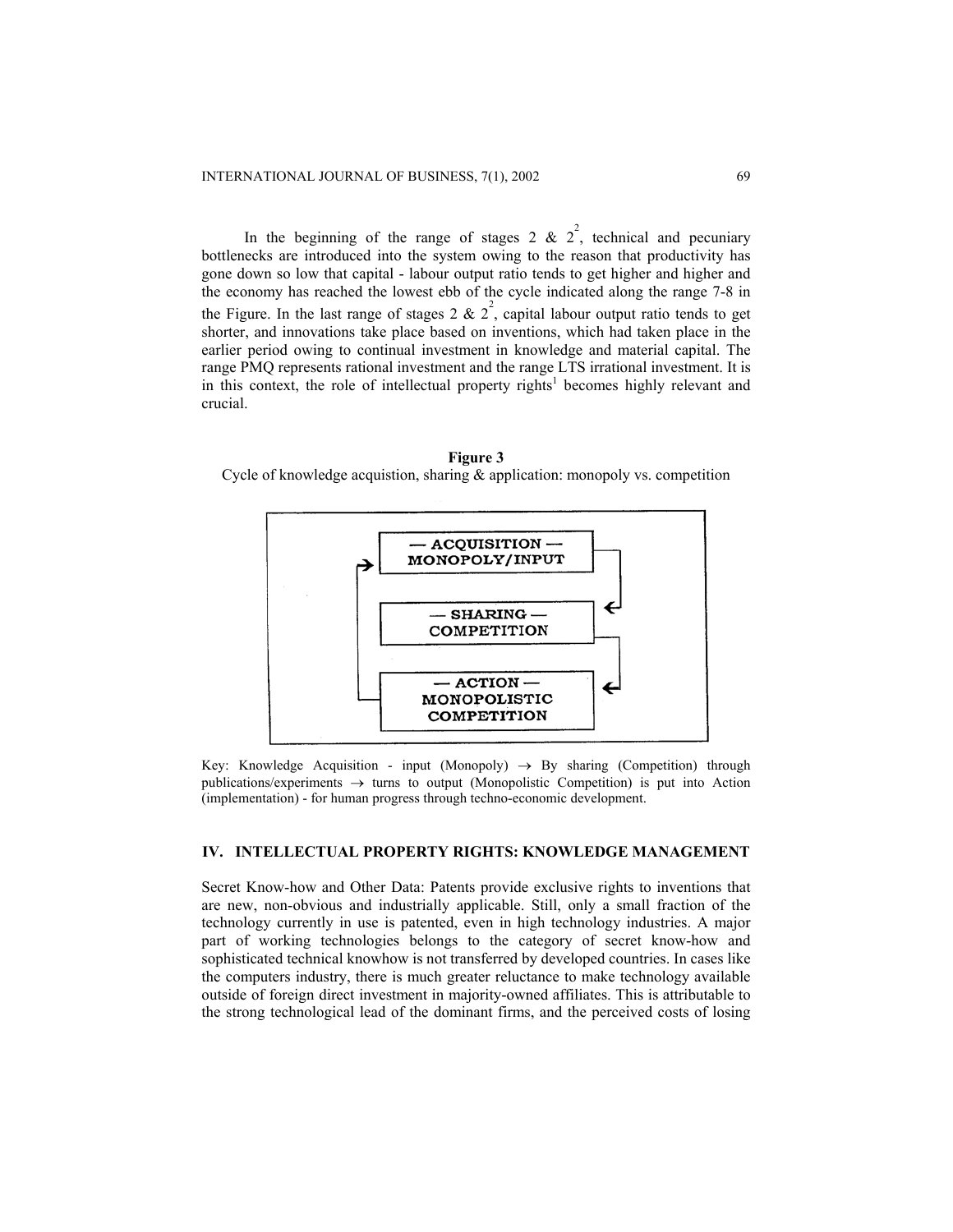In the beginning of the range of stages 2 & $2^2$, technical and pecuniary bottlenecks are introduced into the system owing to the reason that productivity has gone down so low that capital - labour output ratio tends to get higher and higher and the economy has reached the lowest ebb of the cycle indicated along the range 7-8 in the Figure. In the last range of stages 2 & $2^2$, capital labour output ratio tends to get shorter, and innovations take place based on inventions, which had taken place in the earlier period owing to continual investment in knowledge and material capital. The range PMQ represents rational investment and the range LTS irrational investment. It is in this context, the role of intellectual property rights[1] becomes highly relevant and crucial.

**Figure 3**

Cycle of knowledge acquistion, sharing & application: monopoly vs. competition

— ACQUISITION —
MONOPOLY/INPUT

— SHARING —
COMPETITION

— ACTION —
MONOPOLISTIC
COMPETITION

Key: Knowledge Acquisition - input (Monopoly) → By sharing (Competition) through publications/experiments → turns to output (Monopolistic Competition) is put into Action (implementation) - for human progress through techno-economic development.

## IV. INTELLECTUAL PROPERTY RIGHTS: KNOWLEDGE MANAGEMENT

Secret Know-how and Other Data: Patents provide exclusive rights to inventions that are new, non-obvious and industrially applicable. Still, only a small fraction of the technology currently in use is patented, even in high technology industries. A major part of working technologies belongs to the category of secret know-how and sophisticated technical knowhow is not transferred by developed countries. In cases like the computers industry, there is much greater reluctance to make technology available outside of foreign direct investment in majority-owned affiliates. This is attributable to the strong technological lead of the dominant firms, and the perceived costs of losing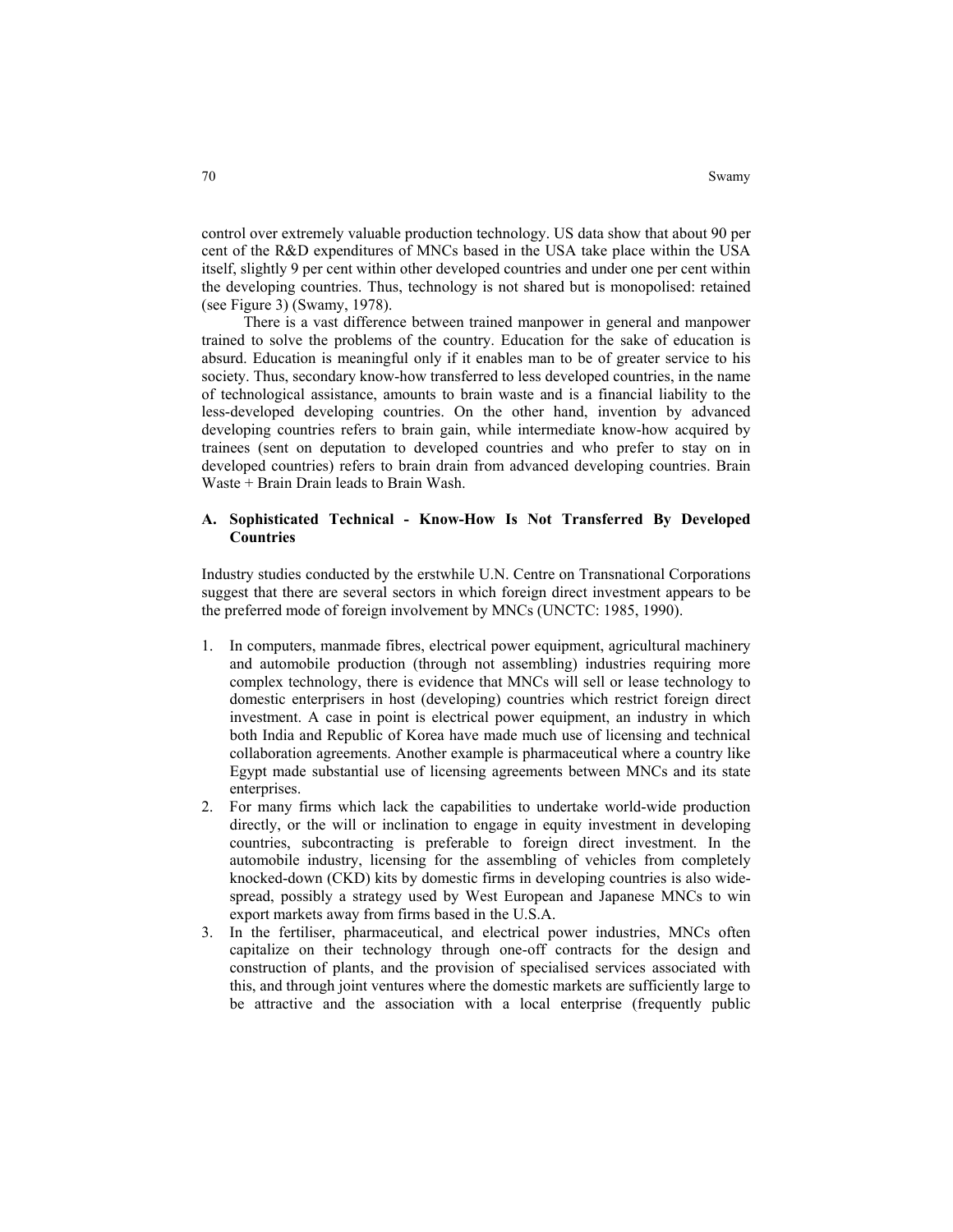control over extremely valuable production technology. US data show that about 90 per cent of the R&D expenditures of MNCs based in the USA take place within the USA itself, slightly 9 per cent within other developed countries and under one per cent within the developing countries. Thus, technology is not shared but is monopolised: retained (see Figure 3) (Swamy, 1978).

There is a vast difference between trained manpower in general and manpower trained to solve the problems of the country. Education for the sake of education is absurd. Education is meaningful only if it enables man to be of greater service to his society. Thus, secondary know-how transferred to less developed countries, in the name of technological assistance, amounts to brain waste and is a financial liability to the less-developed developing countries. On the other hand, invention by advanced developing countries refers to brain gain, while intermediate know-how acquired by trainees (sent on deputation to developed countries and who prefer to stay on in developed countries) refers to brain drain from advanced developing countries. Brain Waste + Brain Drain leads to Brain Wash.

### A. Sophisticated Technical - Know-How Is Not Transferred By Developed Countries

Industry studies conducted by the erstwhile U.N. Centre on Transnational Corporations suggest that there are several sectors in which foreign direct investment appears to be the preferred mode of foreign involvement by MNCs (UNCTC: 1985, 1990).

1. In computers, manmade fibres, electrical power equipment, agricultural machinery and automobile production (through not assembling) industries requiring more complex technology, there is evidence that MNCs will sell or lease technology to domestic enterprisers in host (developing) countries which restrict foreign direct investment. A case in point is electrical power equipment, an industry in which both India and Republic of Korea have made much use of licensing and technical collaboration agreements. Another example is pharmaceutical where a country like Egypt made substantial use of licensing agreements between MNCs and its state enterprises.
2. For many firms which lack the capabilities to undertake world-wide production directly, or the will or inclination to engage in equity investment in developing countries, subcontracting is preferable to foreign direct investment. In the automobile industry, licensing for the assembling of vehicles from completely knocked-down (CKD) kits by domestic firms in developing countries is also widespread, possibly a strategy used by West European and Japanese MNCs to win export markets away from firms based in the U.S.A.
3. In the fertiliser, pharmaceutical, and electrical power industries, MNCs often capitalize on their technology through one-off contracts for the design and construction of plants, and the provision of specialised services associated with this, and through joint ventures where the domestic markets are sufficiently large to be attractive and the association with a local enterprise (frequently public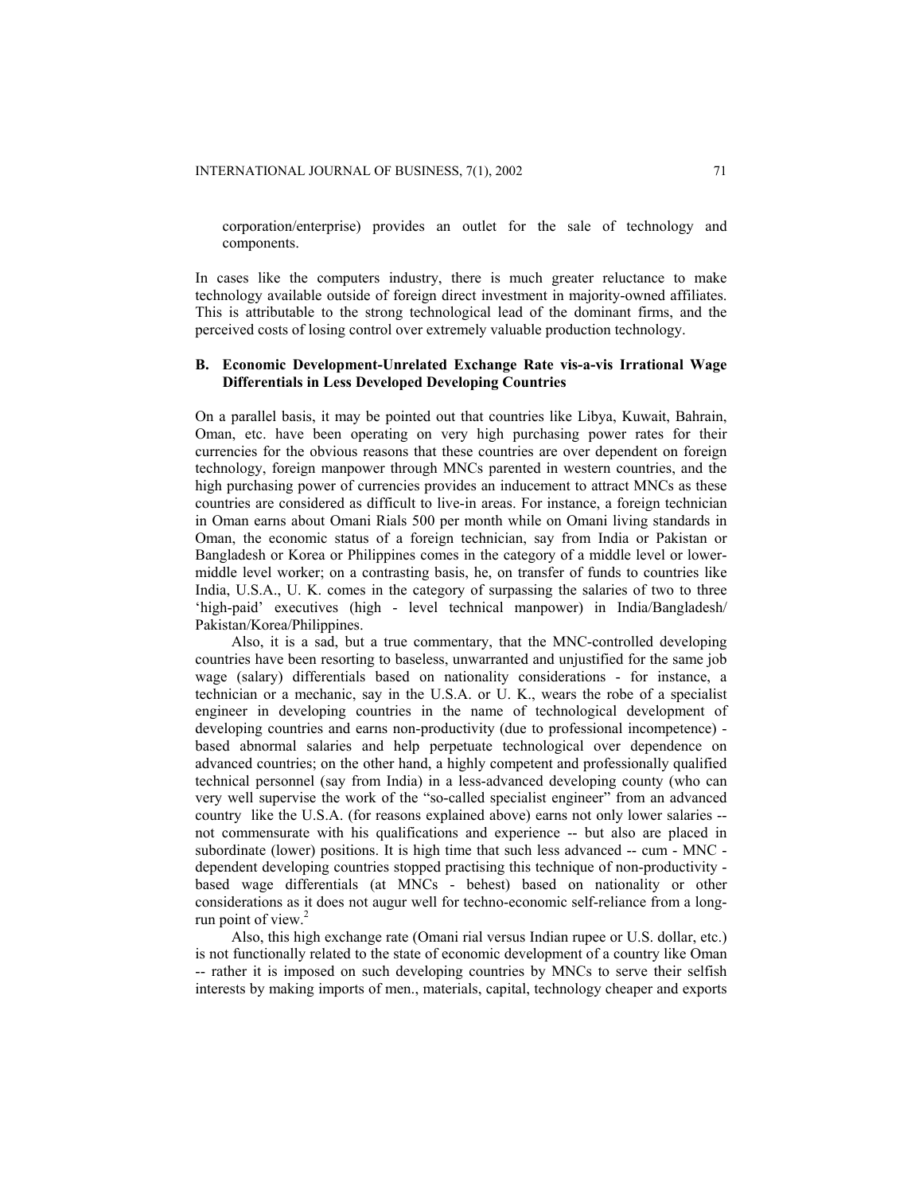corporation/enterprise) provides an outlet for the sale of technology and components.

In cases like the computers industry, there is much greater reluctance to make technology available outside of foreign direct investment in majority-owned affiliates. This is attributable to the strong technological lead of the dominant firms, and the perceived costs of losing control over extremely valuable production technology.

### B. Economic Development-Unrelated Exchange Rate vis-a-vis Irrational Wage Differentials in Less Developed Developing Countries

On a parallel basis, it may be pointed out that countries like Libya, Kuwait, Bahrain, Oman, etc. have been operating on very high purchasing power rates for their currencies for the obvious reasons that these countries are over dependent on foreign technology, foreign manpower through MNCs parented in western countries, and the high purchasing power of currencies provides an inducement to attract MNCs as these countries are considered as difficult to live-in areas. For instance, a foreign technician in Oman earns about Omani Rials 500 per month while on Omani living standards in Oman, the economic status of a foreign technician, say from India or Pakistan or Bangladesh or Korea or Philippines comes in the category of a middle level or lower-middle level worker; on a contrasting basis, he, on transfer of funds to countries like India, U.S.A., U. K. comes in the category of surpassing the salaries of two to three 'high-paid' executives (high - level technical manpower) in India/Bangladesh/ Pakistan/Korea/Philippines.

Also, it is a sad, but a true commentary, that the MNC-controlled developing countries have been resorting to baseless, unwarranted and unjustified for the same job wage (salary) differentials based on nationality considerations - for instance, a technician or a mechanic, say in the U.S.A. or U. K., wears the robe of a specialist engineer in developing countries in the name of technological development of developing countries and earns non-productivity (due to professional incompetence) - based abnormal salaries and help perpetuate technological over dependence on advanced countries; on the other hand, a highly competent and professionally qualified technical personnel (say from India) in a less-advanced developing county (who can very well supervise the work of the "so-called specialist engineer" from an advanced country like the U.S.A. (for reasons explained above) earns not only lower salaries -- not commensurate with his qualifications and experience -- but also are placed in subordinate (lower) positions. It is high time that such less advanced -- cum - MNC - dependent developing countries stopped practising this technique of non-productivity - based wage differentials (at MNCs - behest) based on nationality or other considerations as it does not augur well for techno-economic self-reliance from a long-run point of view.[2]

Also, this high exchange rate (Omani rial versus Indian rupee or U.S. dollar, etc.) is not functionally related to the state of economic development of a country like Oman -- rather it is imposed on such developing countries by MNCs to serve their selfish interests by making imports of men., materials, capital, technology cheaper and exports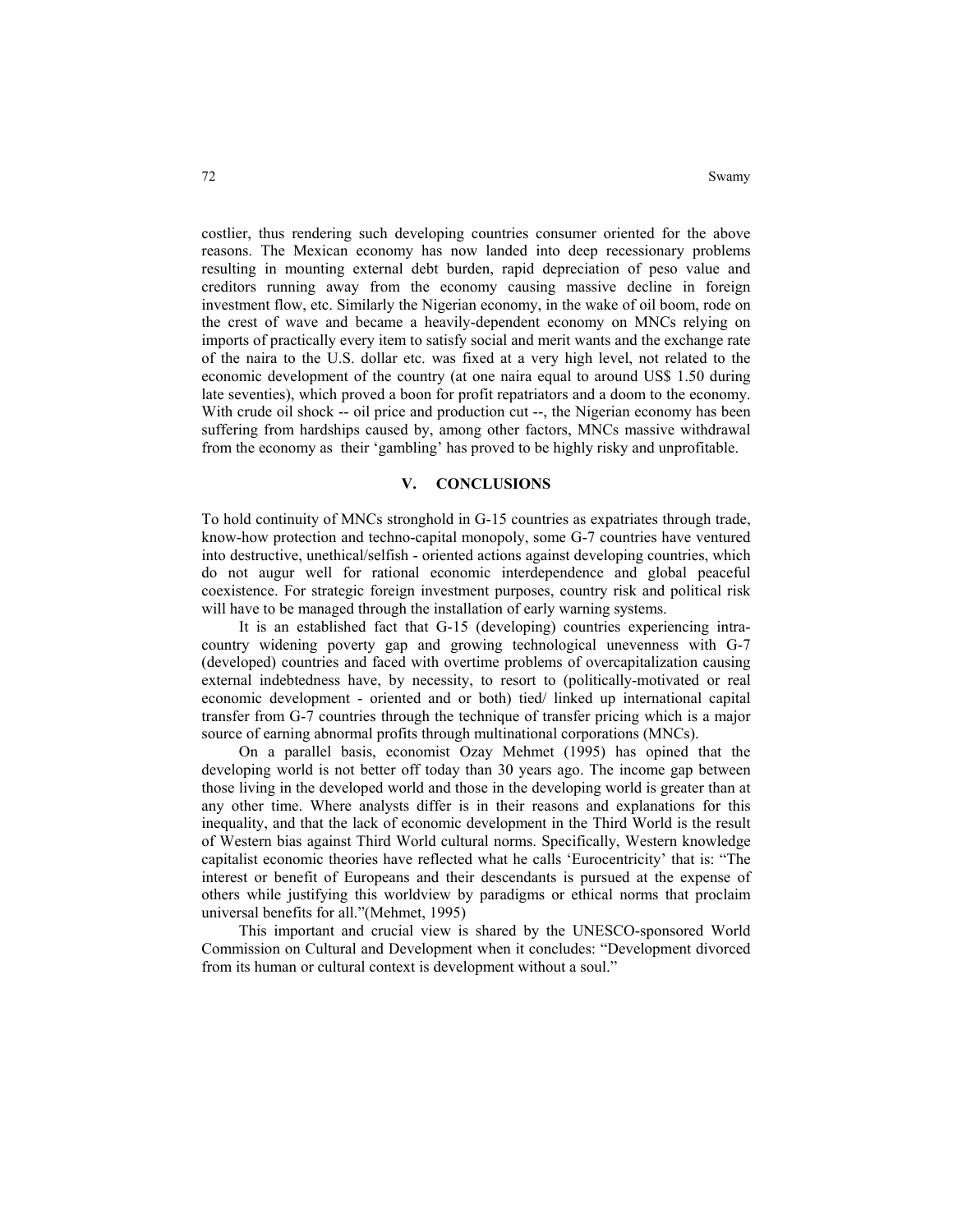costlier, thus rendering such developing countries consumer oriented for the above reasons. The Mexican economy has now landed into deep recessionary problems resulting in mounting external debt burden, rapid depreciation of peso value and creditors running away from the economy causing massive decline in foreign investment flow, etc. Similarly the Nigerian economy, in the wake of oil boom, rode on the crest of wave and became a heavily-dependent economy on MNCs relying on imports of practically every item to satisfy social and merit wants and the exchange rate of the naira to the U.S. dollar etc. was fixed at a very high level, not related to the economic development of the country (at one naira equal to around US$ 1.50 during late seventies), which proved a boon for profit repatriators and a doom to the economy. With crude oil shock -- oil price and production cut --, the Nigerian economy has been suffering from hardships caused by, among other factors, MNCs massive withdrawal from the economy as their 'gambling' has proved to be highly risky and unprofitable.

## V. CONCLUSIONS

To hold continuity of MNCs stronghold in G-15 countries as expatriates through trade, know-how protection and techno-capital monopoly, some G-7 countries have ventured into destructive, unethical/selfish - oriented actions against developing countries, which do not augur well for rational economic interdependence and global peaceful coexistence. For strategic foreign investment purposes, country risk and political risk will have to be managed through the installation of early warning systems.

It is an established fact that G-15 (developing) countries experiencing intra-country widening poverty gap and growing technological unevenness with G-7 (developed) countries and faced with overtime problems of overcapitalization causing external indebtedness have, by necessity, to resort to (politically-motivated or real economic development - oriented and or both) tied/ linked up international capital transfer from G-7 countries through the technique of transfer pricing which is a major source of earning abnormal profits through multinational corporations (MNCs).

On a parallel basis, economist Ozay Mehmet (1995) has opined that the developing world is not better off today than 30 years ago. The income gap between those living in the developed world and those in the developing world is greater than at any other time. Where analysts differ is in their reasons and explanations for this inequality, and that the lack of economic development in the Third World is the result of Western bias against Third World cultural norms. Specifically, Western knowledge capitalist economic theories have reflected what he calls 'Eurocentricity' that is: "The interest or benefit of Europeans and their descendants is pursued at the expense of others while justifying this worldview by paradigms or ethical norms that proclaim universal benefits for all."(Mehmet, 1995)

This important and crucial view is shared by the UNESCO-sponsored World Commission on Cultural and Development when it concludes: "Development divorced from its human or cultural context is development without a soul."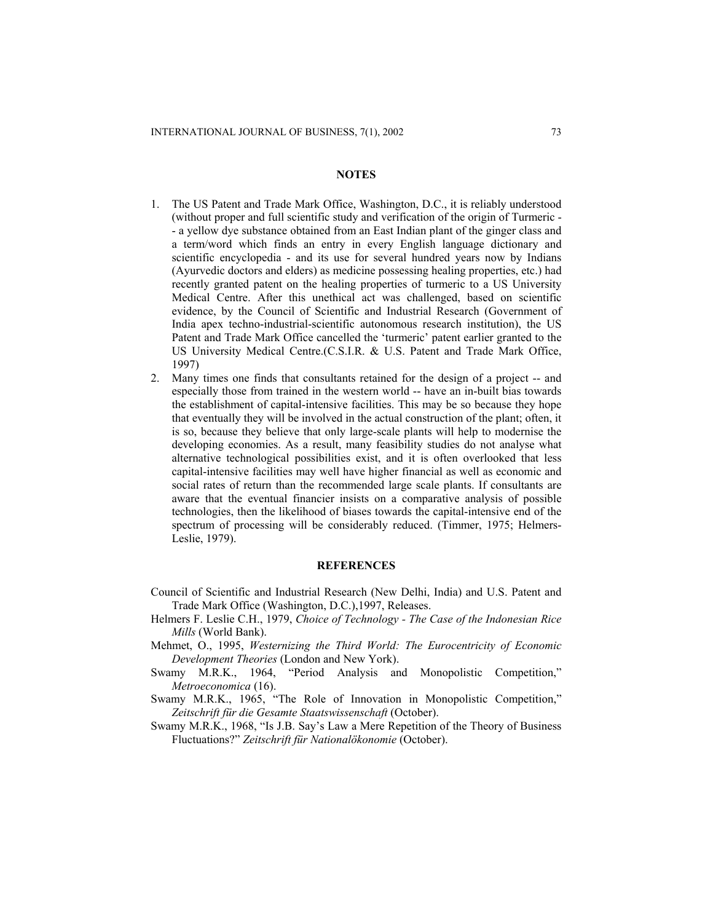## NOTES

1. The US Patent and Trade Mark Office, Washington, D.C., it is reliably understood (without proper and full scientific study and verification of the origin of Turmeric -- a yellow dye substance obtained from an East Indian plant of the ginger class and a term/word which finds an entry in every English language dictionary and scientific encyclopedia - and its use for several hundred years now by Indians (Ayurvedic doctors and elders) as medicine possessing healing properties, etc.) had recently granted patent on the healing properties of turmeric to a US University Medical Centre. After this unethical act was challenged, based on scientific evidence, by the Council of Scientific and Industrial Research (Government of India apex techno-industrial-scientific autonomous research institution), the US Patent and Trade Mark Office cancelled the 'turmeric' patent earlier granted to the US University Medical Centre.(C.S.I.R. & U.S. Patent and Trade Mark Office, 1997)
2. Many times one finds that consultants retained for the design of a project -- and especially those from trained in the western world -- have an in-built bias towards the establishment of capital-intensive facilities. This may be so because they hope that eventually they will be involved in the actual construction of the plant; often, it is so, because they believe that only large-scale plants will help to modernise the developing economies. As a result, many feasibility studies do not analyse what alternative technological possibilities exist, and it is often overlooked that less capital-intensive facilities may well have higher financial as well as economic and social rates of return than the recommended large scale plants. If consultants are aware that the eventual financier insists on a comparative analysis of possible technologies, then the likelihood of biases towards the capital-intensive end of the spectrum of processing will be considerably reduced. (Timmer, 1975; Helmers-Leslie, 1979).

## REFERENCES

Council of Scientific and Industrial Research (New Delhi, India) and U.S. Patent and Trade Mark Office (Washington, D.C.),1997, Releases.

Helmers F. Leslie C.H., 1979, *Choice of Technology - The Case of the Indonesian Rice Mills* (World Bank).

Mehmet, O., 1995, *Westernizing the Third World: The Eurocentricity of Economic Development Theories* (London and New York).

Swamy M.R.K., 1964, "Period Analysis and Monopolistic Competition," *Metroeconomica* (16).

Swamy M.R.K., 1965, "The Role of Innovation in Monopolistic Competition," *Zeitschrift für die Gesamte Staatswissenschaft* (October).

Swamy M.R.K., 1968, "Is J.B. Say's Law a Mere Repetition of the Theory of Business Fluctuations?" *Zeitschrift für Nationalökonomie* (October).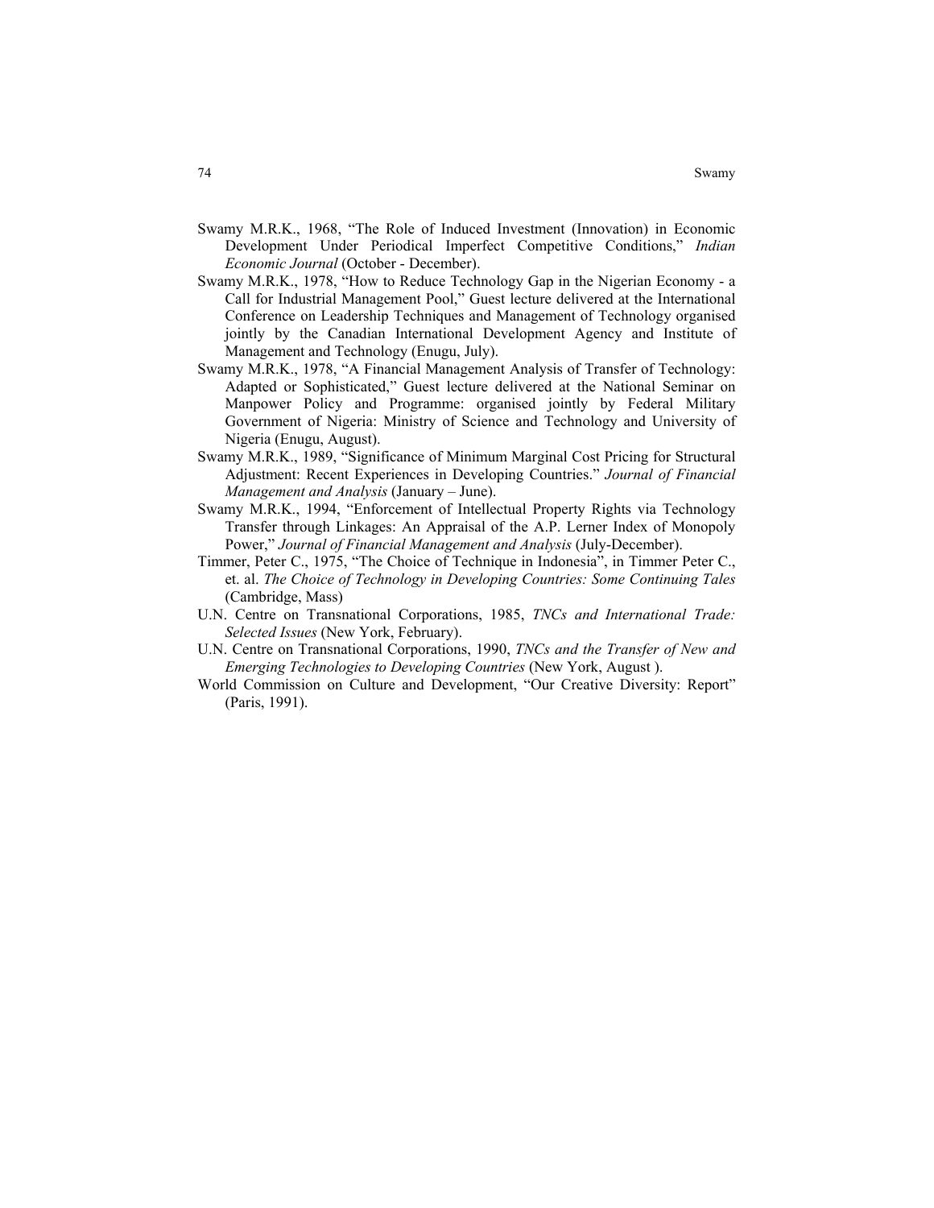Swamy M.R.K., 1968, "The Role of Induced Investment (Innovation) in Economic Development Under Periodical Imperfect Competitive Conditions," *Indian Economic Journal* (October - December).

Swamy M.R.K., 1978, "How to Reduce Technology Gap in the Nigerian Economy - a Call for Industrial Management Pool," Guest lecture delivered at the International Conference on Leadership Techniques and Management of Technology organised jointly by the Canadian International Development Agency and Institute of Management and Technology (Enugu, July).

Swamy M.R.K., 1978, "A Financial Management Analysis of Transfer of Technology: Adapted or Sophisticated," Guest lecture delivered at the National Seminar on Manpower Policy and Programme: organised jointly by Federal Military Government of Nigeria: Ministry of Science and Technology and University of Nigeria (Enugu, August).

Swamy M.R.K., 1989, "Significance of Minimum Marginal Cost Pricing for Structural Adjustment: Recent Experiences in Developing Countries." *Journal of Financial Management and Analysis* (January – June).

Swamy M.R.K., 1994, "Enforcement of Intellectual Property Rights via Technology Transfer through Linkages: An Appraisal of the A.P. Lerner Index of Monopoly Power," *Journal of Financial Management and Analysis* (July-December).

Timmer, Peter C., 1975, "The Choice of Technique in Indonesia", in Timmer Peter C., et. al. *The Choice of Technology in Developing Countries: Some Continuing Tales* (Cambridge, Mass)

U.N. Centre on Transnational Corporations, 1985, *TNCs and International Trade: Selected Issues* (New York, February).

U.N. Centre on Transnational Corporations, 1990, *TNCs and the Transfer of New and Emerging Technologies to Developing Countries* (New York, August ).

World Commission on Culture and Development, "Our Creative Diversity: Report" (Paris, 1991).